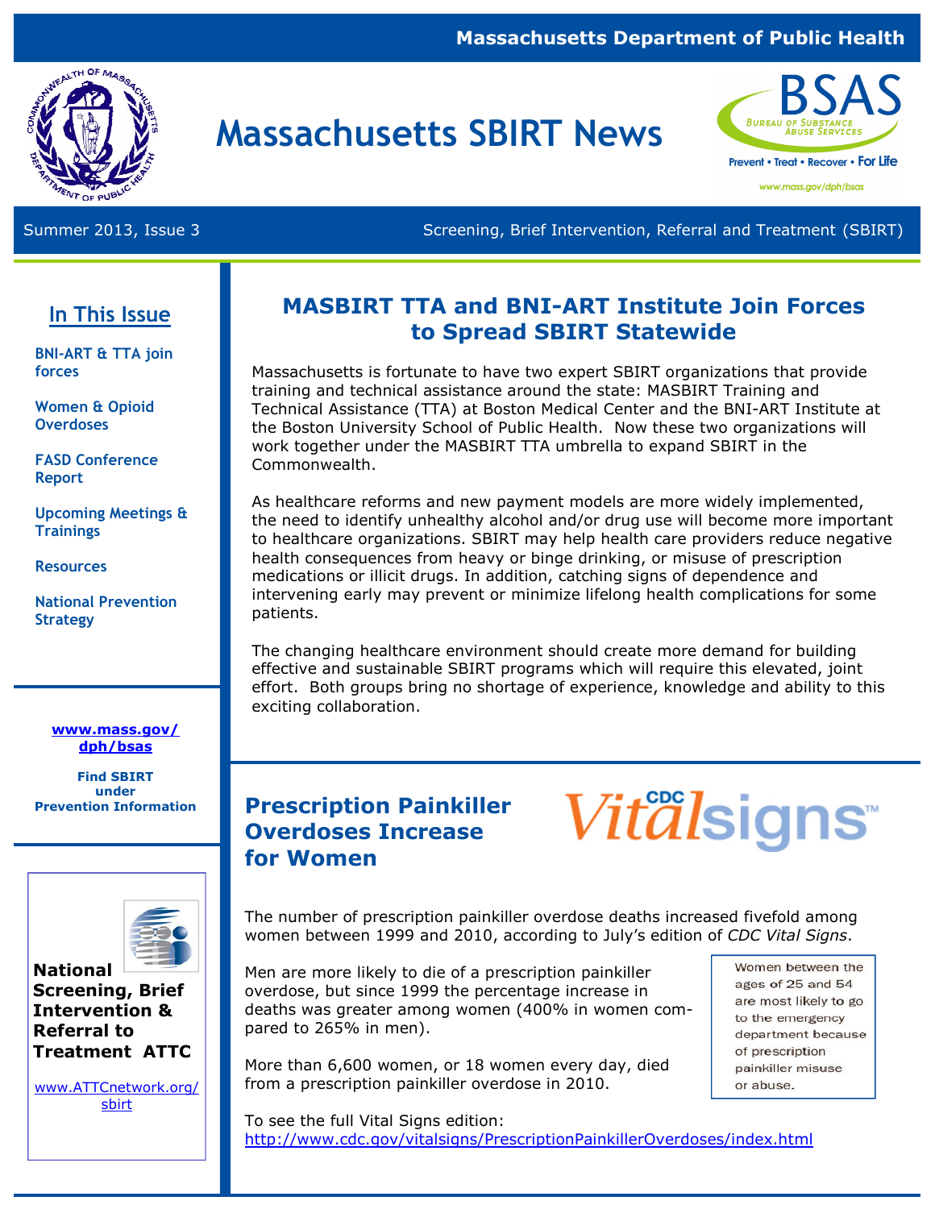Massachusetts Department of Public Health

# Massachusetts SBIRT News

BSAS — Bureau of Substance Abuse Services
Prevent • Treat • Recover • For Life
www.mass.gov/dph/bsas

Summer 2013, Issue 3 — Screening, Brief Intervention, Referral and Treatment (SBIRT)

## In This Issue

- BNI-ART & TTA join forces
- Women & Opioid Overdoses
- FASD Conference Report
- Upcoming Meetings & Trainings
- Resources
- National Prevention Strategy

**www.mass.gov/dph/bsas**

**Find SBIRT under Prevention Information**

**National Screening, Brief Intervention & Referral to Treatment ATTC**

www.ATTCnetwork.org/sbirt

## MASBIRT TTA and BNI-ART Institute Join Forces to Spread SBIRT Statewide

Massachusetts is fortunate to have two expert SBIRT organizations that provide training and technical assistance around the state: MASBIRT Training and Technical Assistance (TTA) at Boston Medical Center and the BNI-ART Institute at the Boston University School of Public Health. Now these two organizations will work together under the MASBIRT TTA umbrella to expand SBIRT in the Commonwealth.

As healthcare reforms and new payment models are more widely implemented, the need to identify unhealthy alcohol and/or drug use will become more important to healthcare organizations. SBIRT may help health care providers reduce negative health consequences from heavy or binge drinking, or misuse of prescription medications or illicit drugs. In addition, catching signs of dependence and intervening early may prevent or minimize lifelong health complications for some patients.

The changing healthcare environment should create more demand for building effective and sustainable SBIRT programs which will require this elevated, joint effort. Both groups bring no shortage of experience, knowledge and ability to this exciting collaboration.

## Prescription Painkiller Overdoses Increase for Women

CDC Vitalsigns™

The number of prescription painkiller overdose deaths increased fivefold among women between 1999 and 2010, according to July's edition of *CDC Vital Signs*.

Men are more likely to die of a prescription painkiller overdose, but since 1999 the percentage increase in deaths was greater among women (400% in women compared to 265% in men).

More than 6,600 women, or 18 women every day, died from a prescription painkiller overdose in 2010.

> Women between the ages of 25 and 54 are most likely to go to the emergency department because of prescription painkiller misuse or abuse.

To see the full Vital Signs edition:
http://www.cdc.gov/vitalsigns/PrescriptionPainkillerOverdoses/index.html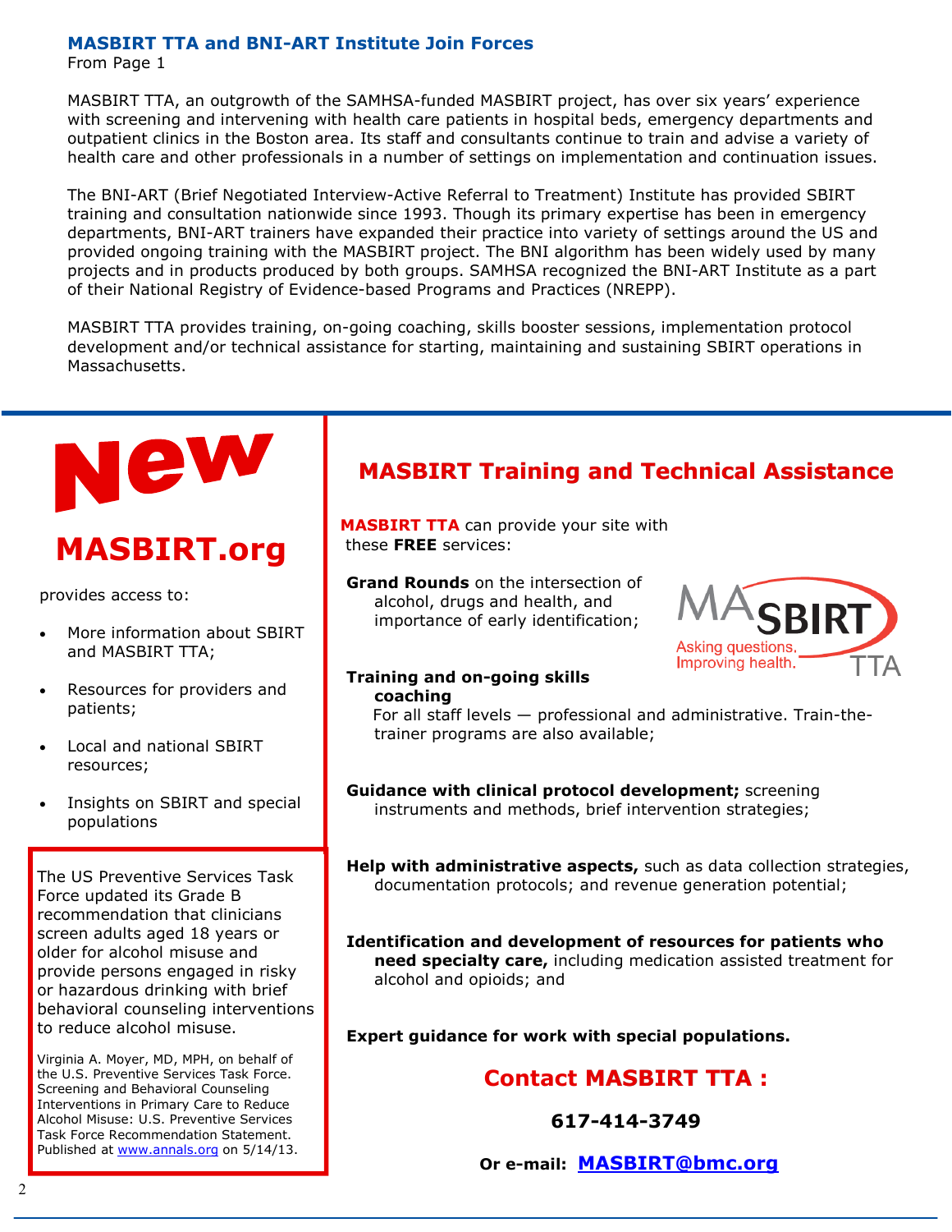## MASBIRT TTA and BNI-ART Institute Join Forces

From Page 1

MASBIRT TTA, an outgrowth of the SAMHSA-funded MASBIRT project, has over six years' experience with screening and intervening with health care patients in hospital beds, emergency departments and outpatient clinics in the Boston area. Its staff and consultants continue to train and advise a variety of health care and other professionals in a number of settings on implementation and continuation issues.

The BNI-ART (Brief Negotiated Interview-Active Referral to Treatment) Institute has provided SBIRT training and consultation nationwide since 1993. Though its primary expertise has been in emergency departments, BNI-ART trainers have expanded their practice into variety of settings around the US and provided ongoing training with the MASBIRT project. The BNI algorithm has been widely used by many projects and in products produced by both groups. SAMHSA recognized the BNI-ART Institute as a part of their National Registry of Evidence-based Programs and Practices (NREPP).

MASBIRT TTA provides training, on-going coaching, skills booster sessions, implementation protocol development and/or technical assistance for starting, maintaining and sustaining SBIRT operations in Massachusetts.

# New

## MASBIRT.org

provides access to:

- More information about SBIRT and MASBIRT TTA;
- Resources for providers and patients;
- Local and national SBIRT resources;
- Insights on SBIRT and special populations

The US Preventive Services Task Force updated its Grade B recommendation that clinicians screen adults aged 18 years or older for alcohol misuse and provide persons engaged in risky or hazardous drinking with brief behavioral counseling interventions to reduce alcohol misuse.

Virginia A. Moyer, MD, MPH, on behalf of the U.S. Preventive Services Task Force. Screening and Behavioral Counseling Interventions in Primary Care to Reduce Alcohol Misuse: U.S. Preventive Services Task Force Recommendation Statement. Published at www.annals.org on 5/14/13.

## MASBIRT Training and Technical Assistance

**MASBIRT TTA** can provide your site with these **FREE** services:

MASBIRT — Asking questions. Improving health. — TTA

**Grand Rounds** on the intersection of alcohol, drugs and health, and importance of early identification;

**Training and on-going skills coaching**
For all staff levels — professional and administrative. Train-the-trainer programs are also available;

**Guidance with clinical protocol development;** screening instruments and methods, brief intervention strategies;

**Help with administrative aspects,** such as data collection strategies, documentation protocols; and revenue generation potential;

**Identification and development of resources for patients who need specialty care,** including medication assisted treatment for alcohol and opioids; and

**Expert guidance for work with special populations.**

### Contact MASBIRT TTA :

**617-414-3749**

**Or e-mail: MASBIRT@bmc.org**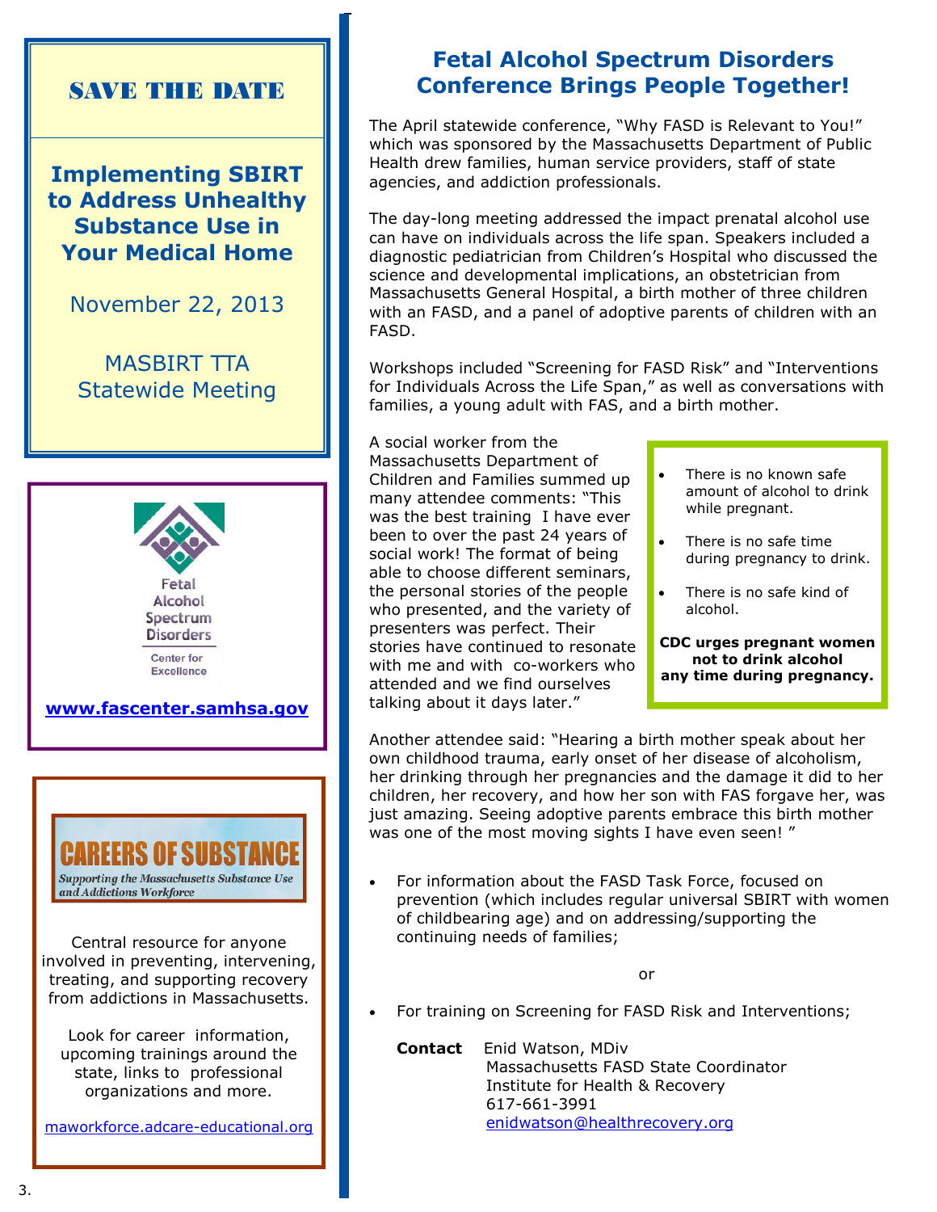## SAVE THE DATE

**Implementing SBIRT to Address Unhealthy Substance Use in Your Medical Home**

November 22, 2013

MASBIRT TTA Statewide Meeting

Fetal Alcohol Spectrum Disorders Center for Excellence

www.fascenter.samhsa.gov

**CAREERS OF SUBSTANCE**

*Supporting the Massachusetts Substance Use and Addictions Workforce*

Central resource for anyone involved in preventing, intervening, treating, and supporting recovery from addictions in Massachusetts.

Look for career information, upcoming trainings around the state, links to professional organizations and more.

maworkforce.adcare-educational.org

# Fetal Alcohol Spectrum Disorders Conference Brings People Together!

The April statewide conference, "Why FASD is Relevant to You!" which was sponsored by the Massachusetts Department of Public Health drew families, human service providers, staff of state agencies, and addiction professionals.

The day-long meeting addressed the impact prenatal alcohol use can have on individuals across the life span. Speakers included a diagnostic pediatrician from Children's Hospital who discussed the science and developmental implications, an obstetrician from Massachusetts General Hospital, a birth mother of three children with an FASD, and a panel of adoptive parents of children with an FASD.

Workshops included "Screening for FASD Risk" and "Interventions for Individuals Across the Life Span," as well as conversations with families, a young adult with FAS, and a birth mother.

A social worker from the Massachusetts Department of Children and Families summed up many attendee comments: "This was the best training I have ever been to over the past 24 years of social work! The format of being able to choose different seminars, the personal stories of the people who presented, and the variety of presenters was perfect. Their stories have continued to resonate with me and with co-workers who attended and we find ourselves talking about it days later."

- There is no known safe amount of alcohol to drink while pregnant.
- There is no safe time during pregnancy to drink.
- There is no safe kind of alcohol.

**CDC urges pregnant women not to drink alcohol any time during pregnancy.**

Another attendee said: "Hearing a birth mother speak about her own childhood trauma, early onset of her disease of alcoholism, her drinking through her pregnancies and the damage it did to her children, her recovery, and how her son with FAS forgave her, was just amazing. Seeing adoptive parents embrace this birth mother was one of the most moving sights I have even seen! "

- For information about the FASD Task Force, focused on prevention (which includes regular universal SBIRT with women of childbearing age) and on addressing/supporting the continuing needs of families;

or

- For training on Screening for FASD Risk and Interventions;

**Contact** Enid Watson, MDiv
Massachusetts FASD State Coordinator
Institute for Health & Recovery
617-661-3991
enidwatson@healthrecovery.org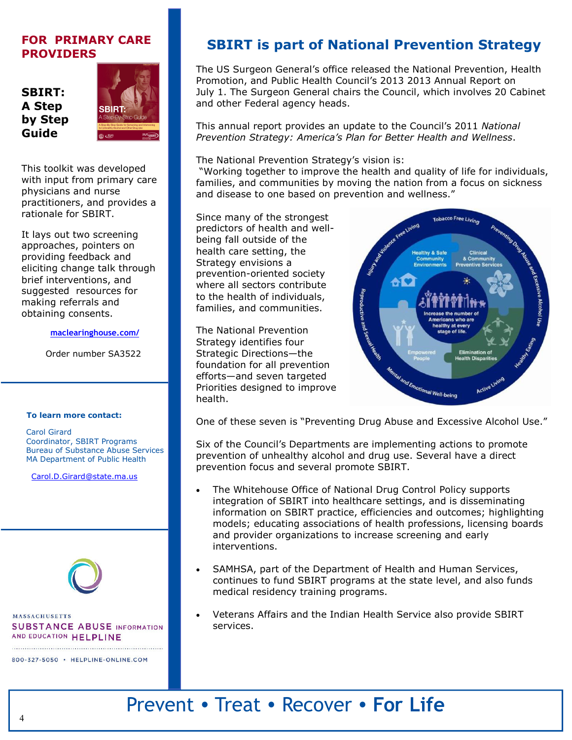## FOR PRIMARY CARE PROVIDERS

**SBIRT: A Step by Step Guide**

This toolkit was developed with input from primary care physicians and nurse practitioners, and provides a rationale for SBIRT.

It lays out two screening approaches, pointers on providing feedback and eliciting change talk through brief interventions, and suggested resources for making referrals and obtaining consents.

maclearinghouse.com/

Order number SA3522

**To learn more contact:**

Carol Girard
Coordinator, SBIRT Programs
Bureau of Substance Abuse Services
MA Department of Public Health

Carol.D.Girard@state.ma.us

MASSACHUSETTS SUBSTANCE ABUSE INFORMATION AND EDUCATION HELPLINE

800-327-5050 • HELPLINE-ONLINE.COM

## SBIRT is part of National Prevention Strategy

The US Surgeon General's office released the National Prevention, Health Promotion, and Public Health Council's 2013 2013 Annual Report on July 1. The Surgeon General chairs the Council, which involves 20 Cabinet and other Federal agency heads.

This annual report provides an update to the Council's 2011 *National Prevention Strategy: America's Plan for Better Health and Wellness*.

The National Prevention Strategy's vision is:
"Working together to improve the health and quality of life for individuals, families, and communities by moving the nation from a focus on sickness and disease to one based on prevention and wellness."

Since many of the strongest predictors of health and well-being fall outside of the health care setting, the Strategy envisions a prevention-oriented society where all sectors contribute to the health of individuals, families, and communities.

The National Prevention Strategy identifies four Strategic Directions—the foundation for all prevention efforts—and seven targeted Priorities designed to improve health.

Tobacco Free Living
Preventing Drug Abuse and Excessive Alcohol Use
Healthy Eating
Active Living
Mental and Emotional Well-being
Reproductive and Sexual Health
Injury and Violence Free Living
Healthy & Safe Community Environments
Clinical & Community Preventive Services
Empowered People
Elimination of Health Disparities
Increase the number of Americans who are healthy at every stage of life.

One of these seven is "Preventing Drug Abuse and Excessive Alcohol Use."

Six of the Council's Departments are implementing actions to promote prevention of unhealthy alcohol and drug use. Several have a direct prevention focus and several promote SBIRT.

- The Whitehouse Office of National Drug Control Policy supports integration of SBIRT into healthcare settings, and is disseminating information on SBIRT practice, efficiencies and outcomes; highlighting models; educating associations of health professions, licensing boards and provider organizations to increase screening and early interventions.
- SAMHSA, part of the Department of Health and Human Services, continues to fund SBIRT programs at the state level, and also funds medical residency training programs.
- Veterans Affairs and the Indian Health Service also provide SBIRT services.

Prevent • Treat • Recover • **For Life**